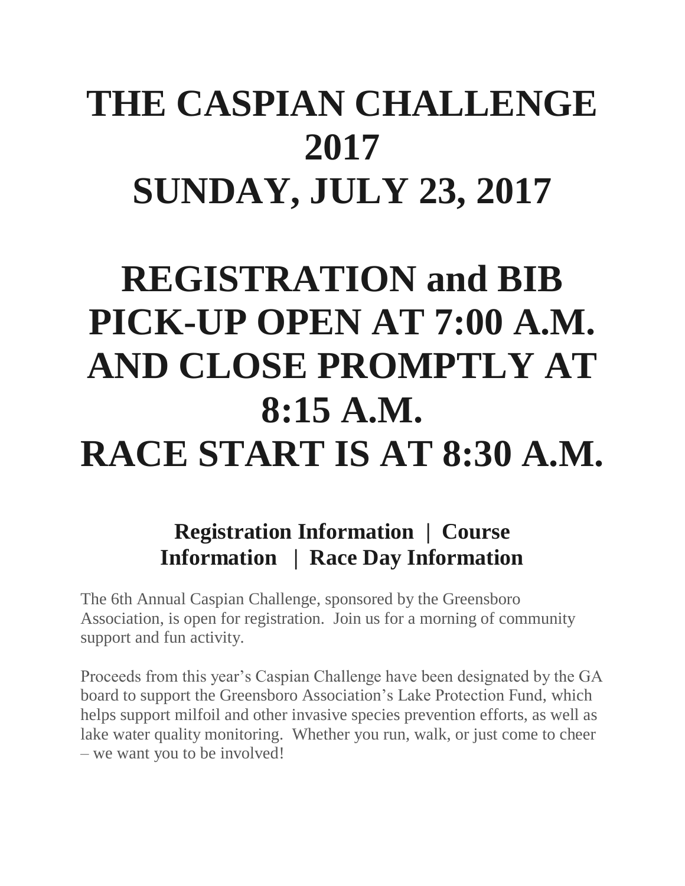# THE CASPIAN CHALLENGE 2017
# SUNDAY, JULY 23, 2017

# REGISTRATION and BIB PICK-UP OPEN AT 7:00 A.M. AND CLOSE PROMPTLY AT 8:15 A.M.
# RACE START IS AT 8:30 A.M.

### Registration Information | Course Information | Race Day Information

The 6th Annual Caspian Challenge, sponsored by the Greensboro Association, is open for registration. Join us for a morning of community support and fun activity.

Proceeds from this year's Caspian Challenge have been designated by the GA board to support the Greensboro Association's Lake Protection Fund, which helps support milfoil and other invasive species prevention efforts, as well as lake water quality monitoring. Whether you run, walk, or just come to cheer – we want you to be involved!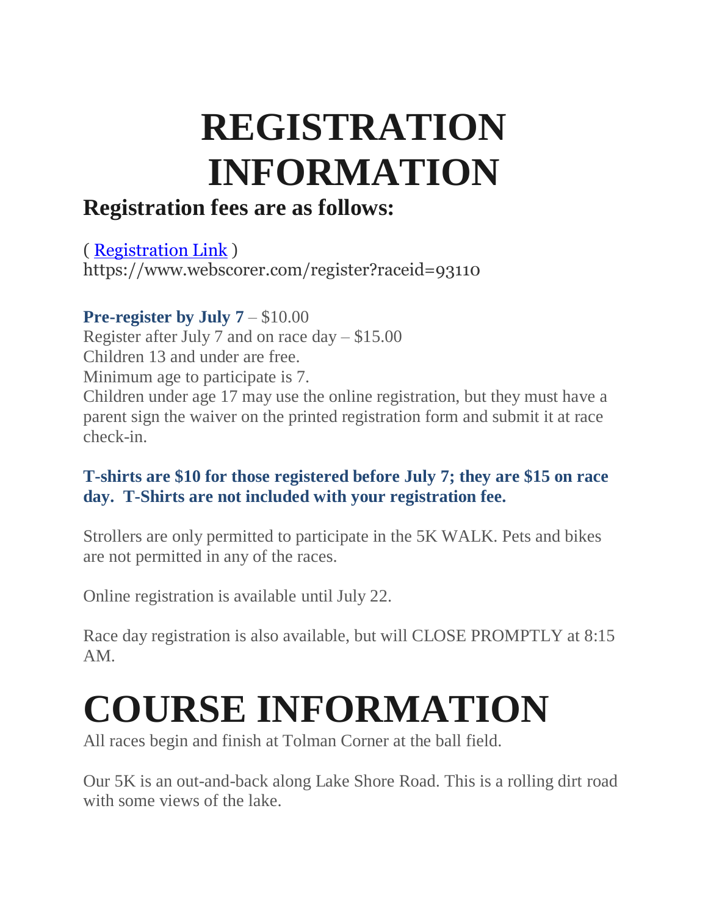# REGISTRATION INFORMATION

## Registration fees are as follows:

( Registration Link )
https://www.webscorer.com/register?raceid=93110

**Pre-register by July 7** – $10.00
Register after July 7 and on race day – $15.00
Children 13 and under are free.
Minimum age to participate is 7.
Children under age 17 may use the online registration, but they must have a parent sign the waiver on the printed registration form and submit it at race check-in.

**T-shirts are $10 for those registered before July 7; they are $15 on race day. T-Shirts are not included with your registration fee.**

Strollers are only permitted to participate in the 5K WALK. Pets and bikes are not permitted in any of the races.

Online registration is available until July 22.

Race day registration is also available, but will CLOSE PROMPTLY at 8:15 AM.

# COURSE INFORMATION

All races begin and finish at Tolman Corner at the ball field.

Our 5K is an out-and-back along Lake Shore Road. This is a rolling dirt road with some views of the lake.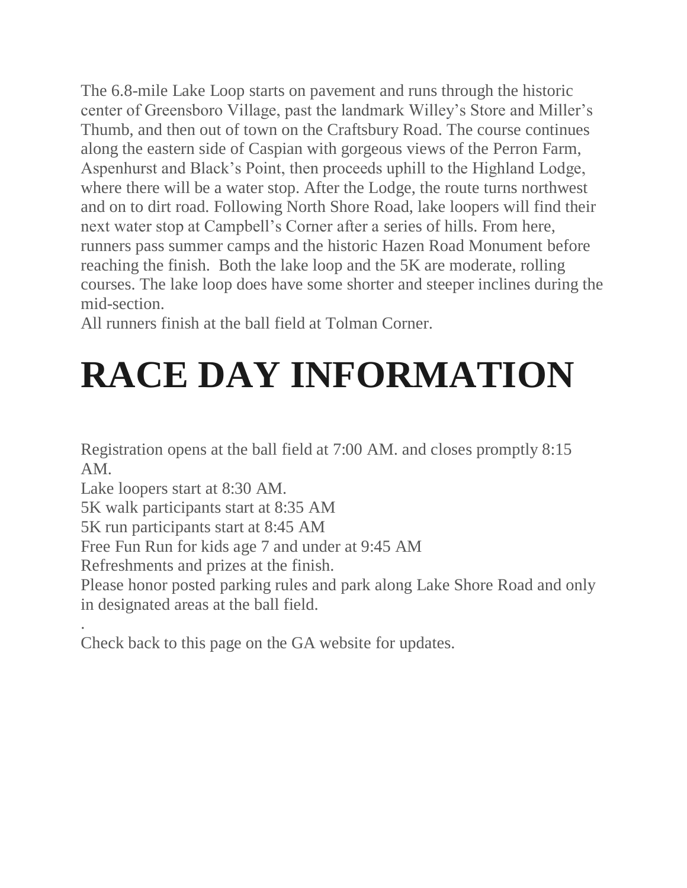The 6.8-mile Lake Loop starts on pavement and runs through the historic center of Greensboro Village, past the landmark Willey's Store and Miller's Thumb, and then out of town on the Craftsbury Road. The course continues along the eastern side of Caspian with gorgeous views of the Perron Farm, Aspenhurst and Black's Point, then proceeds uphill to the Highland Lodge, where there will be a water stop. After the Lodge, the route turns northwest and on to dirt road. Following North Shore Road, lake loopers will find their next water stop at Campbell's Corner after a series of hills. From here, runners pass summer camps and the historic Hazen Road Monument before reaching the finish. Both the lake loop and the 5K are moderate, rolling courses. The lake loop does have some shorter and steeper inclines during the mid-section.
All runners finish at the ball field at Tolman Corner.

# RACE DAY INFORMATION

Registration opens at the ball field at 7:00 AM. and closes promptly 8:15 AM.
Lake loopers start at 8:30 AM.
5K walk participants start at 8:35 AM
5K run participants start at 8:45 AM
Free Fun Run for kids age 7 and under at 9:45 AM
Refreshments and prizes at the finish.
Please honor posted parking rules and park along Lake Shore Road and only in designated areas at the ball field.
.
Check back to this page on the GA website for updates.